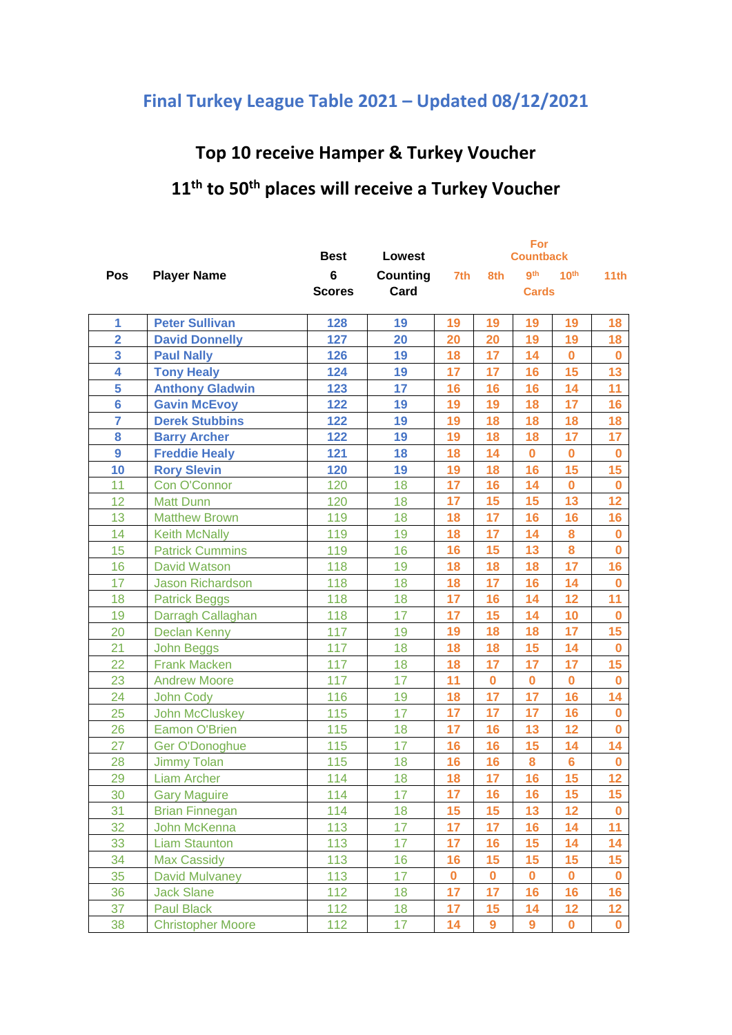# Final Turkey League Table 2021 – Updated 08/12/2021

## Top 10 receive Hamper & Turkey Voucher

## 11th to 50th places will receive a Turkey Voucher

| Pos | Player Name | Best 6 Scores | Lowest Counting Card | 7th | 8th | 9th | 10th | 11th |
|---|---|---|---|---|---|---|---|---|
| | | | | For Countback Cards | | | | |
| 1 | **Peter Sullivan** | **128** | **19** | **19** | **19** | **19** | **19** | **18** |
| 2 | **David Donnelly** | **127** | **20** | **20** | **20** | **19** | **19** | **18** |
| 3 | **Paul Nally** | **126** | **19** | **18** | **17** | **14** | **0** | **0** |
| 4 | **Tony Healy** | **124** | **19** | **17** | **17** | **16** | **15** | **13** |
| 5 | **Anthony Gladwin** | **123** | **17** | **16** | **16** | **16** | **14** | **11** |
| 6 | **Gavin McEvoy** | **122** | **19** | **19** | **19** | **18** | **17** | **16** |
| 7 | **Derek Stubbins** | **122** | **19** | **19** | **18** | **18** | **18** | **18** |
| 8 | **Barry Archer** | **122** | **19** | **19** | **18** | **18** | **17** | **17** |
| 9 | **Freddie Healy** | **121** | **18** | **18** | **14** | **0** | **0** | **0** |
| 10 | **Rory Slevin** | **120** | **19** | **19** | **18** | **16** | **15** | **15** |
| 11 | Con O'Connor | 120 | 18 | **17** | **16** | **14** | **0** | **0** |
| 12 | Matt Dunn | 120 | 18 | **17** | **15** | **15** | **13** | **12** |
| 13 | Matthew Brown | 119 | 18 | **18** | **17** | **16** | **16** | **16** |
| 14 | Keith McNally | 119 | 19 | **18** | **17** | **14** | **8** | **0** |
| 15 | Patrick Cummins | 119 | 16 | **16** | **15** | **13** | **8** | **0** |
| 16 | David Watson | 118 | 19 | **18** | **18** | **18** | **17** | **16** |
| 17 | Jason Richardson | 118 | 18 | **18** | **17** | **16** | **14** | **0** |
| 18 | Patrick Beggs | 118 | 18 | **17** | **16** | **14** | **12** | **11** |
| 19 | Darragh Callaghan | 118 | 17 | **17** | **15** | **14** | **10** | **0** |
| 20 | Declan Kenny | 117 | 19 | **19** | **18** | **18** | **17** | **15** |
| 21 | John Beggs | 117 | 18 | **18** | **18** | **15** | **14** | **0** |
| 22 | Frank Macken | 117 | 18 | **18** | **17** | **17** | **17** | **15** |
| 23 | Andrew Moore | 117 | 17 | **11** | **0** | **0** | **0** | **0** |
| 24 | John Cody | 116 | 19 | **18** | **17** | **17** | **16** | **14** |
| 25 | John McCluskey | 115 | 17 | **17** | **17** | **17** | **16** | **0** |
| 26 | Eamon O'Brien | 115 | 18 | **17** | **16** | **13** | **12** | **0** |
| 27 | Ger O'Donoghue | 115 | 17 | **16** | **16** | **15** | **14** | **14** |
| 28 | Jimmy Tolan | 115 | 18 | **16** | **16** | **8** | **6** | **0** |
| 29 | Liam Archer | 114 | 18 | **18** | **17** | **16** | **15** | **12** |
| 30 | Gary Maguire | 114 | 17 | **17** | **16** | **16** | **15** | **15** |
| 31 | Brian Finnegan | 114 | 18 | **15** | **15** | **13** | **12** | **0** |
| 32 | John McKenna | 113 | 17 | **17** | **17** | **16** | **14** | **11** |
| 33 | Liam Staunton | 113 | 17 | **17** | **16** | **15** | **14** | **14** |
| 34 | Max Cassidy | 113 | 16 | **16** | **15** | **15** | **15** | **15** |
| 35 | David Mulvaney | 113 | 17 | **0** | **0** | **0** | **0** | **0** |
| 36 | Jack Slane | 112 | 18 | **17** | **17** | **16** | **16** | **16** |
| 37 | Paul Black | 112 | 18 | **17** | **15** | **14** | **12** | **12** |
| 38 | Christopher Moore | 112 | 17 | **14** | **9** | **9** | **0** | **0** |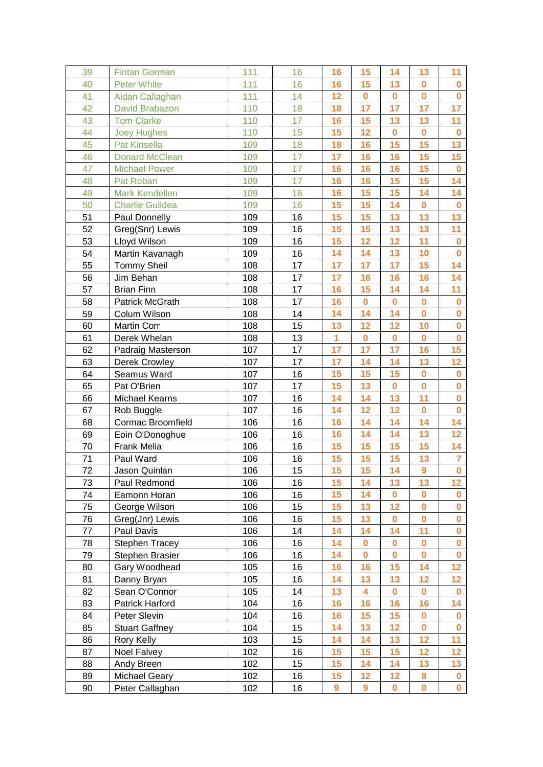| 39 | Fintan Gorman | 111 | 16 | 16 | 15 | 14 | 13 | 11 |
|---|---|---|---|---|---|---|---|---|
| 40 | Peter White | 111 | 16 | 16 | 15 | 13 | 0 | 0 |
| 41 | Aidan Callaghan | 111 | 14 | 12 | 0 | 0 | 0 | 0 |
| 42 | David Brabazon | 110 | 18 | 18 | 17 | 17 | 17 | 17 |
| 43 | Tom Clarke | 110 | 17 | 16 | 15 | 13 | 13 | 11 |
| 44 | Joey Hughes | 110 | 15 | 15 | 12 | 0 | 0 | 0 |
| 45 | Pat Kinsella | 109 | 18 | 18 | 16 | 15 | 15 | 13 |
| 46 | Donard McClean | 109 | 17 | 17 | 16 | 16 | 15 | 15 |
| 47 | Michael Power | 109 | 17 | 16 | 16 | 16 | 15 | 0 |
| 48 | Pat Roban | 109 | 17 | 16 | 16 | 15 | 15 | 14 |
| 49 | Mark Kendellen | 109 | 16 | 16 | 15 | 15 | 14 | 14 |
| 50 | Charlie Guildea | 109 | 16 | 15 | 15 | 14 | 0 | 0 |
| 51 | Paul Donnelly | 109 | 16 | 15 | 15 | 13 | 13 | 13 |
| 52 | Greg(Snr) Lewis | 109 | 16 | 15 | 15 | 13 | 13 | 11 |
| 53 | Lloyd Wilson | 109 | 16 | 15 | 12 | 12 | 11 | 0 |
| 54 | Martin Kavanagh | 109 | 16 | 14 | 14 | 13 | 10 | 0 |
| 55 | Tommy Sheil | 108 | 17 | 17 | 17 | 17 | 15 | 14 |
| 56 | Jim Behan | 108 | 17 | 17 | 16 | 16 | 16 | 14 |
| 57 | Brian Finn | 108 | 17 | 16 | 15 | 14 | 14 | 11 |
| 58 | Patrick McGrath | 108 | 17 | 16 | 0 | 0 | 0 | 0 |
| 59 | Colum Wilson | 108 | 14 | 14 | 14 | 14 | 0 | 0 |
| 60 | Martin Corr | 108 | 15 | 13 | 12 | 12 | 10 | 0 |
| 61 | Derek Whelan | 108 | 13 | 1 | 0 | 0 | 0 | 0 |
| 62 | Padraig Masterson | 107 | 17 | 17 | 17 | 17 | 16 | 15 |
| 63 | Derek Crowley | 107 | 17 | 17 | 14 | 14 | 13 | 12 |
| 64 | Seamus Ward | 107 | 16 | 15 | 15 | 15 | 0 | 0 |
| 65 | Pat O'Brien | 107 | 17 | 15 | 13 | 0 | 0 | 0 |
| 66 | Michael Kearns | 107 | 16 | 14 | 14 | 13 | 11 | 0 |
| 67 | Rob Buggle | 107 | 16 | 14 | 12 | 12 | 0 | 0 |
| 68 | Cormac Broomfield | 106 | 16 | 16 | 14 | 14 | 14 | 14 |
| 69 | Eoin O'Donoghue | 106 | 16 | 16 | 14 | 14 | 13 | 12 |
| 70 | Frank Melia | 106 | 16 | 15 | 15 | 15 | 15 | 14 |
| 71 | Paul Ward | 106 | 16 | 15 | 15 | 15 | 13 | 7 |
| 72 | Jason Quinlan | 106 | 15 | 15 | 15 | 14 | 9 | 0 |
| 73 | Paul Redmond | 106 | 16 | 15 | 14 | 13 | 13 | 12 |
| 74 | Eamonn Horan | 106 | 16 | 15 | 14 | 0 | 0 | 0 |
| 75 | George Wilson | 106 | 15 | 15 | 13 | 12 | 0 | 0 |
| 76 | Greg(Jnr) Lewis | 106 | 16 | 15 | 13 | 0 | 0 | 0 |
| 77 | Paul Davis | 106 | 14 | 14 | 14 | 14 | 11 | 0 |
| 78 | Stephen Tracey | 106 | 16 | 14 | 0 | 0 | 0 | 0 |
| 79 | Stephen Brasier | 106 | 16 | 14 | 0 | 0 | 0 | 0 |
| 80 | Gary Woodhead | 105 | 16 | 16 | 16 | 15 | 14 | 12 |
| 81 | Danny Bryan | 105 | 16 | 14 | 13 | 13 | 12 | 12 |
| 82 | Sean O'Connor | 105 | 14 | 13 | 4 | 0 | 0 | 0 |
| 83 | Patrick Harford | 104 | 16 | 16 | 16 | 16 | 16 | 14 |
| 84 | Peter Slevin | 104 | 16 | 16 | 15 | 15 | 0 | 0 |
| 85 | Stuart Gaffney | 104 | 15 | 14 | 13 | 12 | 0 | 0 |
| 86 | Rory Kelly | 103 | 15 | 14 | 14 | 13 | 12 | 11 |
| 87 | Noel Falvey | 102 | 16 | 15 | 15 | 15 | 12 | 12 |
| 88 | Andy Breen | 102 | 15 | 15 | 14 | 14 | 13 | 13 |
| 89 | Michael Geary | 102 | 16 | 15 | 12 | 12 | 8 | 0 |
| 90 | Peter Callaghan | 102 | 16 | 9 | 9 | 0 | 0 | 0 |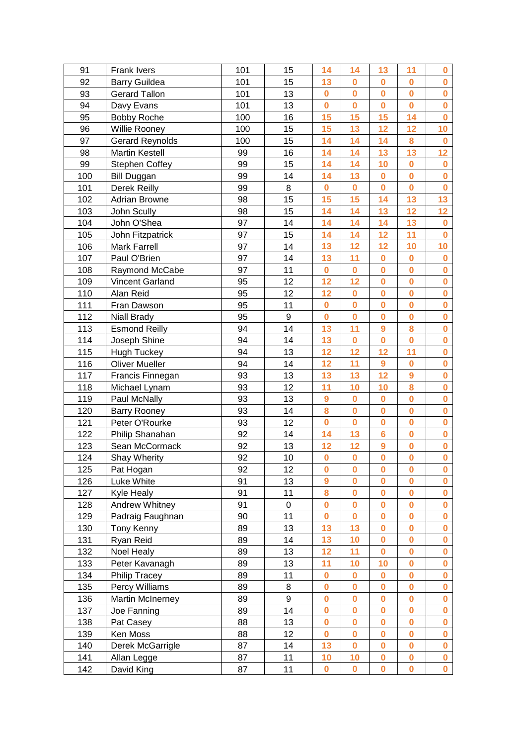| 91 | Frank Ivers | 101 | 15 | 14 | 14 | 13 | 11 | 0 |
|---|---|---|---|---|---|---|---|---|
| 92 | Barry Guildea | 101 | 15 | 13 | 0 | 0 | 0 | 0 |
| 93 | Gerard Tallon | 101 | 13 | 0 | 0 | 0 | 0 | 0 |
| 94 | Davy Evans | 101 | 13 | 0 | 0 | 0 | 0 | 0 |
| 95 | Bobby Roche | 100 | 16 | 15 | 15 | 15 | 14 | 0 |
| 96 | Willie Rooney | 100 | 15 | 15 | 13 | 12 | 12 | 10 |
| 97 | Gerard Reynolds | 100 | 15 | 14 | 14 | 14 | 8 | 0 |
| 98 | Martin Kestell | 99 | 16 | 14 | 14 | 13 | 13 | 12 |
| 99 | Stephen Coffey | 99 | 15 | 14 | 14 | 10 | 0 | 0 |
| 100 | Bill Duggan | 99 | 14 | 14 | 13 | 0 | 0 | 0 |
| 101 | Derek Reilly | 99 | 8 | 0 | 0 | 0 | 0 | 0 |
| 102 | Adrian Browne | 98 | 15 | 15 | 15 | 14 | 13 | 13 |
| 103 | John Scully | 98 | 15 | 14 | 14 | 13 | 12 | 12 |
| 104 | John O'Shea | 97 | 14 | 14 | 14 | 14 | 13 | 0 |
| 105 | John Fitzpatrick | 97 | 15 | 14 | 14 | 12 | 11 | 0 |
| 106 | Mark Farrell | 97 | 14 | 13 | 12 | 12 | 10 | 10 |
| 107 | Paul O'Brien | 97 | 14 | 13 | 11 | 0 | 0 | 0 |
| 108 | Raymond McCabe | 97 | 11 | 0 | 0 | 0 | 0 | 0 |
| 109 | Vincent Garland | 95 | 12 | 12 | 12 | 0 | 0 | 0 |
| 110 | Alan Reid | 95 | 12 | 12 | 0 | 0 | 0 | 0 |
| 111 | Fran Dawson | 95 | 11 | 0 | 0 | 0 | 0 | 0 |
| 112 | Niall Brady | 95 | 9 | 0 | 0 | 0 | 0 | 0 |
| 113 | Esmond Reilly | 94 | 14 | 13 | 11 | 9 | 8 | 0 |
| 114 | Joseph Shine | 94 | 14 | 13 | 0 | 0 | 0 | 0 |
| 115 | Hugh Tuckey | 94 | 13 | 12 | 12 | 12 | 11 | 0 |
| 116 | Oliver Mueller | 94 | 14 | 12 | 11 | 9 | 0 | 0 |
| 117 | Francis Finnegan | 93 | 13 | 13 | 13 | 12 | 9 | 0 |
| 118 | Michael Lynam | 93 | 12 | 11 | 10 | 10 | 8 | 0 |
| 119 | Paul McNally | 93 | 13 | 9 | 0 | 0 | 0 | 0 |
| 120 | Barry Rooney | 93 | 14 | 8 | 0 | 0 | 0 | 0 |
| 121 | Peter O'Rourke | 93 | 12 | 0 | 0 | 0 | 0 | 0 |
| 122 | Philip Shanahan | 92 | 14 | 14 | 13 | 6 | 0 | 0 |
| 123 | Sean McCormack | 92 | 13 | 12 | 12 | 9 | 0 | 0 |
| 124 | Shay Wherity | 92 | 10 | 0 | 0 | 0 | 0 | 0 |
| 125 | Pat Hogan | 92 | 12 | 0 | 0 | 0 | 0 | 0 |
| 126 | Luke White | 91 | 13 | 9 | 0 | 0 | 0 | 0 |
| 127 | Kyle Healy | 91 | 11 | 8 | 0 | 0 | 0 | 0 |
| 128 | Andrew Whitney | 91 | 0 | 0 | 0 | 0 | 0 | 0 |
| 129 | Padraig Faughnan | 90 | 11 | 0 | 0 | 0 | 0 | 0 |
| 130 | Tony Kenny | 89 | 13 | 13 | 13 | 0 | 0 | 0 |
| 131 | Ryan Reid | 89 | 14 | 13 | 10 | 0 | 0 | 0 |
| 132 | Noel Healy | 89 | 13 | 12 | 11 | 0 | 0 | 0 |
| 133 | Peter Kavanagh | 89 | 13 | 11 | 10 | 10 | 0 | 0 |
| 134 | Philip Tracey | 89 | 11 | 0 | 0 | 0 | 0 | 0 |
| 135 | Percy Williams | 89 | 8 | 0 | 0 | 0 | 0 | 0 |
| 136 | Martin McInerney | 89 | 9 | 0 | 0 | 0 | 0 | 0 |
| 137 | Joe Fanning | 89 | 14 | 0 | 0 | 0 | 0 | 0 |
| 138 | Pat Casey | 88 | 13 | 0 | 0 | 0 | 0 | 0 |
| 139 | Ken Moss | 88 | 12 | 0 | 0 | 0 | 0 | 0 |
| 140 | Derek McGarrigle | 87 | 14 | 13 | 0 | 0 | 0 | 0 |
| 141 | Allan Legge | 87 | 11 | 10 | 10 | 0 | 0 | 0 |
| 142 | David King | 87 | 11 | 0 | 0 | 0 | 0 | 0 |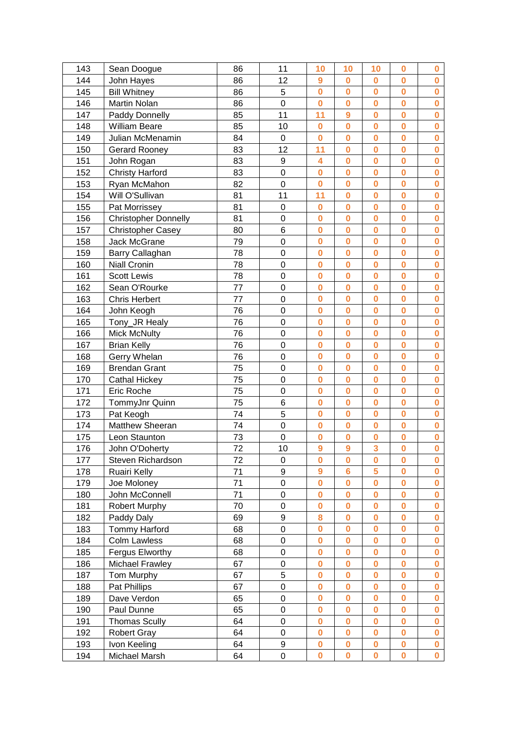| 143 | Sean Doogue | 86 | 11 | 10 | 10 | 10 | 0 | 0 |
|---|---|---|---|---|---|---|---|---|
| 144 | John Hayes | 86 | 12 | 9 | 0 | 0 | 0 | 0 |
| 145 | Bill Whitney | 86 | 5 | 0 | 0 | 0 | 0 | 0 |
| 146 | Martin Nolan | 86 | 0 | 0 | 0 | 0 | 0 | 0 |
| 147 | Paddy Donnelly | 85 | 11 | 11 | 9 | 0 | 0 | 0 |
| 148 | William Beare | 85 | 10 | 0 | 0 | 0 | 0 | 0 |
| 149 | Julian McMenamin | 84 | 0 | 0 | 0 | 0 | 0 | 0 |
| 150 | Gerard Rooney | 83 | 12 | 11 | 0 | 0 | 0 | 0 |
| 151 | John Rogan | 83 | 9 | 4 | 0 | 0 | 0 | 0 |
| 152 | Christy Harford | 83 | 0 | 0 | 0 | 0 | 0 | 0 |
| 153 | Ryan McMahon | 82 | 0 | 0 | 0 | 0 | 0 | 0 |
| 154 | Will O'Sullivan | 81 | 11 | 11 | 0 | 0 | 0 | 0 |
| 155 | Pat Morrissey | 81 | 0 | 0 | 0 | 0 | 0 | 0 |
| 156 | Christopher Donnelly | 81 | 0 | 0 | 0 | 0 | 0 | 0 |
| 157 | Christopher Casey | 80 | 6 | 0 | 0 | 0 | 0 | 0 |
| 158 | Jack McGrane | 79 | 0 | 0 | 0 | 0 | 0 | 0 |
| 159 | Barry Callaghan | 78 | 0 | 0 | 0 | 0 | 0 | 0 |
| 160 | Niall Cronin | 78 | 0 | 0 | 0 | 0 | 0 | 0 |
| 161 | Scott Lewis | 78 | 0 | 0 | 0 | 0 | 0 | 0 |
| 162 | Sean O'Rourke | 77 | 0 | 0 | 0 | 0 | 0 | 0 |
| 163 | Chris Herbert | 77 | 0 | 0 | 0 | 0 | 0 | 0 |
| 164 | John Keogh | 76 | 0 | 0 | 0 | 0 | 0 | 0 |
| 165 | Tony_JR Healy | 76 | 0 | 0 | 0 | 0 | 0 | 0 |
| 166 | Mick McNulty | 76 | 0 | 0 | 0 | 0 | 0 | 0 |
| 167 | Brian Kelly | 76 | 0 | 0 | 0 | 0 | 0 | 0 |
| 168 | Gerry Whelan | 76 | 0 | 0 | 0 | 0 | 0 | 0 |
| 169 | Brendan Grant | 75 | 0 | 0 | 0 | 0 | 0 | 0 |
| 170 | Cathal Hickey | 75 | 0 | 0 | 0 | 0 | 0 | 0 |
| 171 | Eric Roche | 75 | 0 | 0 | 0 | 0 | 0 | 0 |
| 172 | TommyJnr Quinn | 75 | 6 | 0 | 0 | 0 | 0 | 0 |
| 173 | Pat Keogh | 74 | 5 | 0 | 0 | 0 | 0 | 0 |
| 174 | Matthew Sheeran | 74 | 0 | 0 | 0 | 0 | 0 | 0 |
| 175 | Leon Staunton | 73 | 0 | 0 | 0 | 0 | 0 | 0 |
| 176 | John O'Doherty | 72 | 10 | 9 | 9 | 3 | 0 | 0 |
| 177 | Steven Richardson | 72 | 0 | 0 | 0 | 0 | 0 | 0 |
| 178 | Ruairi Kelly | 71 | 9 | 9 | 6 | 5 | 0 | 0 |
| 179 | Joe Moloney | 71 | 0 | 0 | 0 | 0 | 0 | 0 |
| 180 | John McConnell | 71 | 0 | 0 | 0 | 0 | 0 | 0 |
| 181 | Robert Murphy | 70 | 0 | 0 | 0 | 0 | 0 | 0 |
| 182 | Paddy Daly | 69 | 9 | 8 | 0 | 0 | 0 | 0 |
| 183 | Tommy Harford | 68 | 0 | 0 | 0 | 0 | 0 | 0 |
| 184 | Colm Lawless | 68 | 0 | 0 | 0 | 0 | 0 | 0 |
| 185 | Fergus Elworthy | 68 | 0 | 0 | 0 | 0 | 0 | 0 |
| 186 | Michael Frawley | 67 | 0 | 0 | 0 | 0 | 0 | 0 |
| 187 | Tom Murphy | 67 | 5 | 0 | 0 | 0 | 0 | 0 |
| 188 | Pat Phillips | 67 | 0 | 0 | 0 | 0 | 0 | 0 |
| 189 | Dave Verdon | 65 | 0 | 0 | 0 | 0 | 0 | 0 |
| 190 | Paul Dunne | 65 | 0 | 0 | 0 | 0 | 0 | 0 |
| 191 | Thomas Scully | 64 | 0 | 0 | 0 | 0 | 0 | 0 |
| 192 | Robert Gray | 64 | 0 | 0 | 0 | 0 | 0 | 0 |
| 193 | Ivon Keeling | 64 | 9 | 0 | 0 | 0 | 0 | 0 |
| 194 | Michael Marsh | 64 | 0 | 0 | 0 | 0 | 0 | 0 |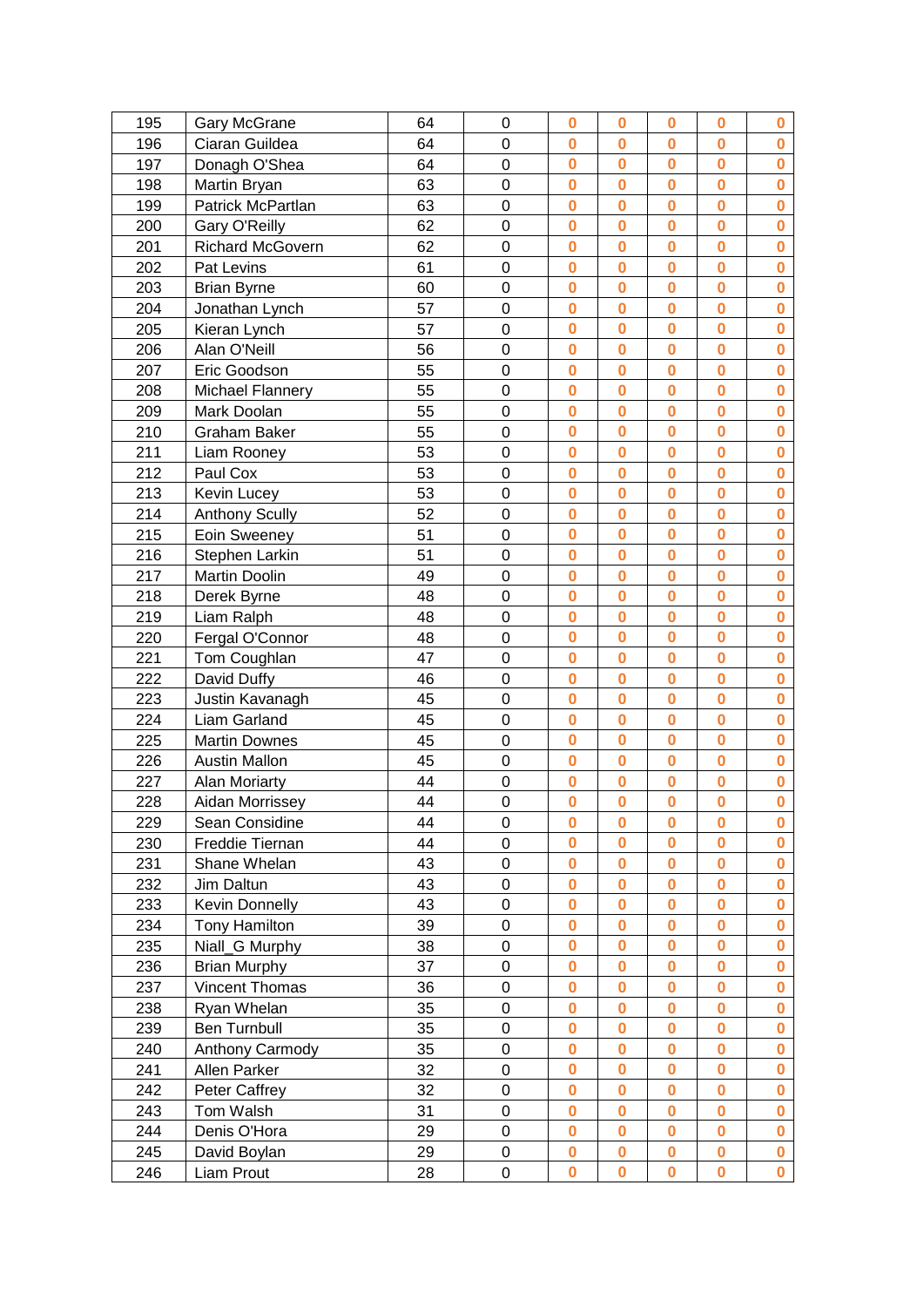| | | | | | | | | |
|---|---|---|---|---|---|---|---|---|
| 195 | Gary McGrane | 64 | 0 | 0 | 0 | 0 | 0 | 0 |
| 196 | Ciaran Guildea | 64 | 0 | 0 | 0 | 0 | 0 | 0 |
| 197 | Donagh O'Shea | 64 | 0 | 0 | 0 | 0 | 0 | 0 |
| 198 | Martin Bryan | 63 | 0 | 0 | 0 | 0 | 0 | 0 |
| 199 | Patrick McPartlan | 63 | 0 | 0 | 0 | 0 | 0 | 0 |
| 200 | Gary O'Reilly | 62 | 0 | 0 | 0 | 0 | 0 | 0 |
| 201 | Richard McGovern | 62 | 0 | 0 | 0 | 0 | 0 | 0 |
| 202 | Pat Levins | 61 | 0 | 0 | 0 | 0 | 0 | 0 |
| 203 | Brian Byrne | 60 | 0 | 0 | 0 | 0 | 0 | 0 |
| 204 | Jonathan Lynch | 57 | 0 | 0 | 0 | 0 | 0 | 0 |
| 205 | Kieran Lynch | 57 | 0 | 0 | 0 | 0 | 0 | 0 |
| 206 | Alan O'Neill | 56 | 0 | 0 | 0 | 0 | 0 | 0 |
| 207 | Eric Goodson | 55 | 0 | 0 | 0 | 0 | 0 | 0 |
| 208 | Michael Flannery | 55 | 0 | 0 | 0 | 0 | 0 | 0 |
| 209 | Mark Doolan | 55 | 0 | 0 | 0 | 0 | 0 | 0 |
| 210 | Graham Baker | 55 | 0 | 0 | 0 | 0 | 0 | 0 |
| 211 | Liam Rooney | 53 | 0 | 0 | 0 | 0 | 0 | 0 |
| 212 | Paul Cox | 53 | 0 | 0 | 0 | 0 | 0 | 0 |
| 213 | Kevin Lucey | 53 | 0 | 0 | 0 | 0 | 0 | 0 |
| 214 | Anthony Scully | 52 | 0 | 0 | 0 | 0 | 0 | 0 |
| 215 | Eoin Sweeney | 51 | 0 | 0 | 0 | 0 | 0 | 0 |
| 216 | Stephen Larkin | 51 | 0 | 0 | 0 | 0 | 0 | 0 |
| 217 | Martin Doolin | 49 | 0 | 0 | 0 | 0 | 0 | 0 |
| 218 | Derek Byrne | 48 | 0 | 0 | 0 | 0 | 0 | 0 |
| 219 | Liam Ralph | 48 | 0 | 0 | 0 | 0 | 0 | 0 |
| 220 | Fergal O'Connor | 48 | 0 | 0 | 0 | 0 | 0 | 0 |
| 221 | Tom Coughlan | 47 | 0 | 0 | 0 | 0 | 0 | 0 |
| 222 | David Duffy | 46 | 0 | 0 | 0 | 0 | 0 | 0 |
| 223 | Justin Kavanagh | 45 | 0 | 0 | 0 | 0 | 0 | 0 |
| 224 | Liam Garland | 45 | 0 | 0 | 0 | 0 | 0 | 0 |
| 225 | Martin Downes | 45 | 0 | 0 | 0 | 0 | 0 | 0 |
| 226 | Austin Mallon | 45 | 0 | 0 | 0 | 0 | 0 | 0 |
| 227 | Alan Moriarty | 44 | 0 | 0 | 0 | 0 | 0 | 0 |
| 228 | Aidan Morrissey | 44 | 0 | 0 | 0 | 0 | 0 | 0 |
| 229 | Sean Considine | 44 | 0 | 0 | 0 | 0 | 0 | 0 |
| 230 | Freddie Tiernan | 44 | 0 | 0 | 0 | 0 | 0 | 0 |
| 231 | Shane Whelan | 43 | 0 | 0 | 0 | 0 | 0 | 0 |
| 232 | Jim Daltun | 43 | 0 | 0 | 0 | 0 | 0 | 0 |
| 233 | Kevin Donnelly | 43 | 0 | 0 | 0 | 0 | 0 | 0 |
| 234 | Tony Hamilton | 39 | 0 | 0 | 0 | 0 | 0 | 0 |
| 235 | Niall_G Murphy | 38 | 0 | 0 | 0 | 0 | 0 | 0 |
| 236 | Brian Murphy | 37 | 0 | 0 | 0 | 0 | 0 | 0 |
| 237 | Vincent Thomas | 36 | 0 | 0 | 0 | 0 | 0 | 0 |
| 238 | Ryan Whelan | 35 | 0 | 0 | 0 | 0 | 0 | 0 |
| 239 | Ben Turnbull | 35 | 0 | 0 | 0 | 0 | 0 | 0 |
| 240 | Anthony Carmody | 35 | 0 | 0 | 0 | 0 | 0 | 0 |
| 241 | Allen Parker | 32 | 0 | 0 | 0 | 0 | 0 | 0 |
| 242 | Peter Caffrey | 32 | 0 | 0 | 0 | 0 | 0 | 0 |
| 243 | Tom Walsh | 31 | 0 | 0 | 0 | 0 | 0 | 0 |
| 244 | Denis O'Hora | 29 | 0 | 0 | 0 | 0 | 0 | 0 |
| 245 | David Boylan | 29 | 0 | 0 | 0 | 0 | 0 | 0 |
| 246 | Liam Prout | 28 | 0 | 0 | 0 | 0 | 0 | 0 |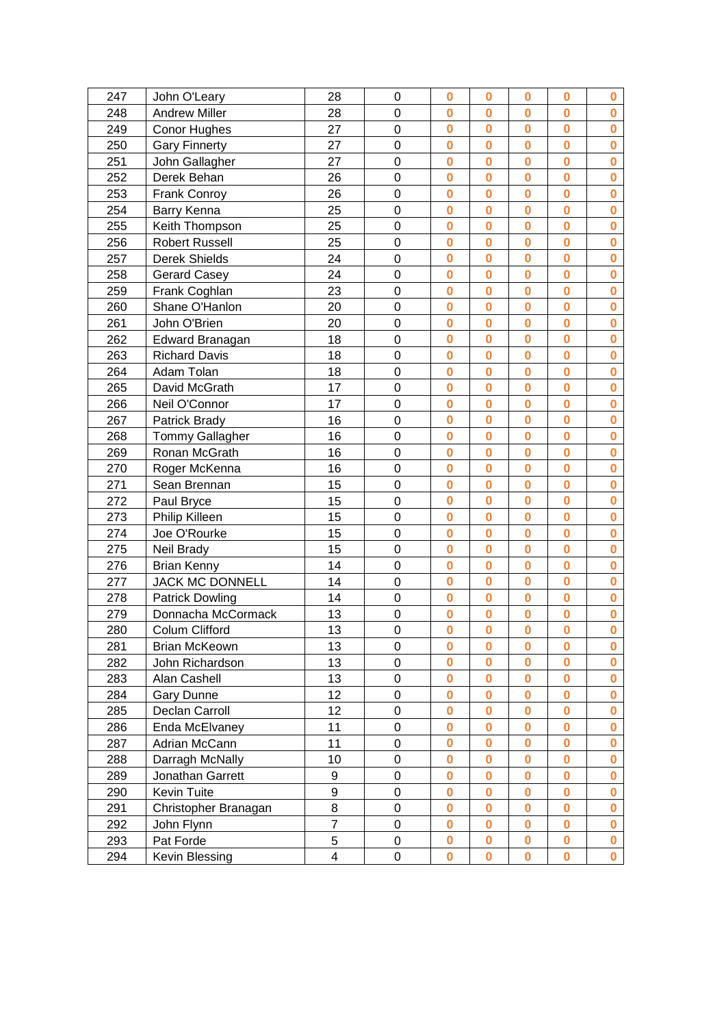| 247 | John O'Leary | 28 | 0 | 0 | 0 | 0 | 0 | 0 |
|---|---|---|---|---|---|---|---|---|
| 248 | Andrew Miller | 28 | 0 | 0 | 0 | 0 | 0 | 0 |
| 249 | Conor Hughes | 27 | 0 | 0 | 0 | 0 | 0 | 0 |
| 250 | Gary Finnerty | 27 | 0 | 0 | 0 | 0 | 0 | 0 |
| 251 | John Gallagher | 27 | 0 | 0 | 0 | 0 | 0 | 0 |
| 252 | Derek Behan | 26 | 0 | 0 | 0 | 0 | 0 | 0 |
| 253 | Frank Conroy | 26 | 0 | 0 | 0 | 0 | 0 | 0 |
| 254 | Barry Kenna | 25 | 0 | 0 | 0 | 0 | 0 | 0 |
| 255 | Keith Thompson | 25 | 0 | 0 | 0 | 0 | 0 | 0 |
| 256 | Robert Russell | 25 | 0 | 0 | 0 | 0 | 0 | 0 |
| 257 | Derek Shields | 24 | 0 | 0 | 0 | 0 | 0 | 0 |
| 258 | Gerard Casey | 24 | 0 | 0 | 0 | 0 | 0 | 0 |
| 259 | Frank Coghlan | 23 | 0 | 0 | 0 | 0 | 0 | 0 |
| 260 | Shane O'Hanlon | 20 | 0 | 0 | 0 | 0 | 0 | 0 |
| 261 | John O'Brien | 20 | 0 | 0 | 0 | 0 | 0 | 0 |
| 262 | Edward Branagan | 18 | 0 | 0 | 0 | 0 | 0 | 0 |
| 263 | Richard Davis | 18 | 0 | 0 | 0 | 0 | 0 | 0 |
| 264 | Adam Tolan | 18 | 0 | 0 | 0 | 0 | 0 | 0 |
| 265 | David McGrath | 17 | 0 | 0 | 0 | 0 | 0 | 0 |
| 266 | Neil O'Connor | 17 | 0 | 0 | 0 | 0 | 0 | 0 |
| 267 | Patrick Brady | 16 | 0 | 0 | 0 | 0 | 0 | 0 |
| 268 | Tommy Gallagher | 16 | 0 | 0 | 0 | 0 | 0 | 0 |
| 269 | Ronan McGrath | 16 | 0 | 0 | 0 | 0 | 0 | 0 |
| 270 | Roger McKenna | 16 | 0 | 0 | 0 | 0 | 0 | 0 |
| 271 | Sean Brennan | 15 | 0 | 0 | 0 | 0 | 0 | 0 |
| 272 | Paul Bryce | 15 | 0 | 0 | 0 | 0 | 0 | 0 |
| 273 | Philip Killeen | 15 | 0 | 0 | 0 | 0 | 0 | 0 |
| 274 | Joe O'Rourke | 15 | 0 | 0 | 0 | 0 | 0 | 0 |
| 275 | Neil Brady | 15 | 0 | 0 | 0 | 0 | 0 | 0 |
| 276 | Brian Kenny | 14 | 0 | 0 | 0 | 0 | 0 | 0 |
| 277 | JACK MC DONNELL | 14 | 0 | 0 | 0 | 0 | 0 | 0 |
| 278 | Patrick Dowling | 14 | 0 | 0 | 0 | 0 | 0 | 0 |
| 279 | Donnacha McCormack | 13 | 0 | 0 | 0 | 0 | 0 | 0 |
| 280 | Colum Clifford | 13 | 0 | 0 | 0 | 0 | 0 | 0 |
| 281 | Brian McKeown | 13 | 0 | 0 | 0 | 0 | 0 | 0 |
| 282 | John Richardson | 13 | 0 | 0 | 0 | 0 | 0 | 0 |
| 283 | Alan Cashell | 13 | 0 | 0 | 0 | 0 | 0 | 0 |
| 284 | Gary Dunne | 12 | 0 | 0 | 0 | 0 | 0 | 0 |
| 285 | Declan Carroll | 12 | 0 | 0 | 0 | 0 | 0 | 0 |
| 286 | Enda McElvaney | 11 | 0 | 0 | 0 | 0 | 0 | 0 |
| 287 | Adrian McCann | 11 | 0 | 0 | 0 | 0 | 0 | 0 |
| 288 | Darragh McNally | 10 | 0 | 0 | 0 | 0 | 0 | 0 |
| 289 | Jonathan Garrett | 9 | 0 | 0 | 0 | 0 | 0 | 0 |
| 290 | Kevin Tuite | 9 | 0 | 0 | 0 | 0 | 0 | 0 |
| 291 | Christopher Branagan | 8 | 0 | 0 | 0 | 0 | 0 | 0 |
| 292 | John Flynn | 7 | 0 | 0 | 0 | 0 | 0 | 0 |
| 293 | Pat Forde | 5 | 0 | 0 | 0 | 0 | 0 | 0 |
| 294 | Kevin Blessing | 4 | 0 | 0 | 0 | 0 | 0 | 0 |